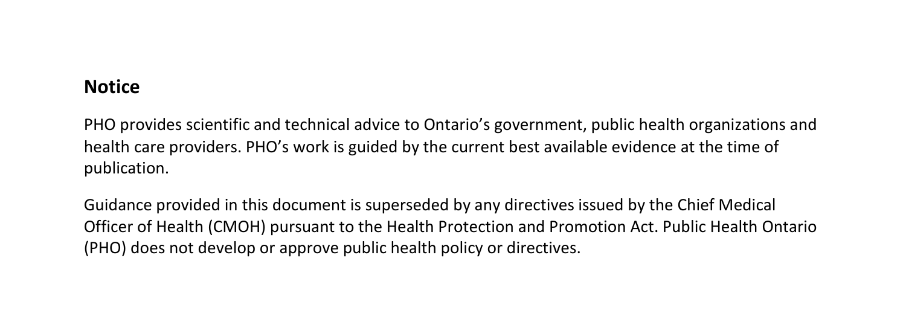## Notice

PHO provides scientific and technical advice to Ontario's government, public health organizations and health care providers. PHO's work is guided by the current best available evidence at the time of publication.

Guidance provided in this document is superseded by any directives issued by the Chief Medical Officer of Health (CMOH) pursuant to the Health Protection and Promotion Act. Public Health Ontario (PHO) does not develop or approve public health policy or directives.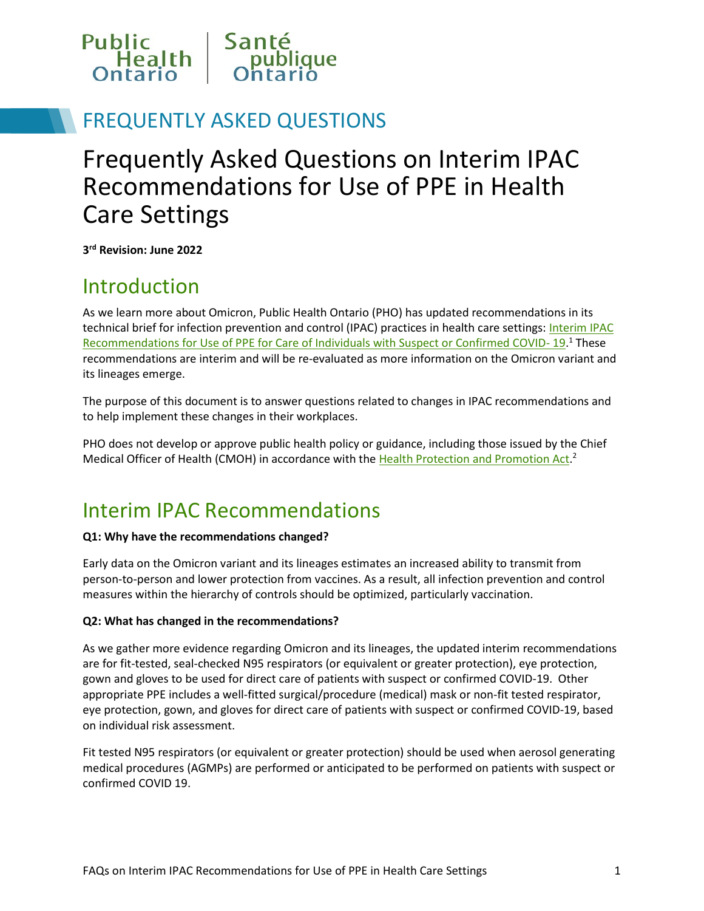Public Health Ontario | Santé publique Ontario

FREQUENTLY ASKED QUESTIONS

# Frequently Asked Questions on Interim IPAC Recommendations for Use of PPE in Health Care Settings

**3rd Revision: June 2022**

## Introduction

As we learn more about Omicron, Public Health Ontario (PHO) has updated recommendations in its technical brief for infection prevention and control (IPAC) practices in health care settings: Interim IPAC Recommendations for Use of PPE for Care of Individuals with Suspect or Confirmed COVID- 19.[1] These recommendations are interim and will be re-evaluated as more information on the Omicron variant and its lineages emerge.

The purpose of this document is to answer questions related to changes in IPAC recommendations and to help implement these changes in their workplaces.

PHO does not develop or approve public health policy or guidance, including those issued by the Chief Medical Officer of Health (CMOH) in accordance with the Health Protection and Promotion Act.[2]

## Interim IPAC Recommendations

**Q1: Why have the recommendations changed?**

Early data on the Omicron variant and its lineages estimates an increased ability to transmit from person-to-person and lower protection from vaccines. As a result, all infection prevention and control measures within the hierarchy of controls should be optimized, particularly vaccination.

**Q2: What has changed in the recommendations?**

As we gather more evidence regarding Omicron and its lineages, the updated interim recommendations are for fit-tested, seal-checked N95 respirators (or equivalent or greater protection), eye protection, gown and gloves to be used for direct care of patients with suspect or confirmed COVID-19. Other appropriate PPE includes a well-fitted surgical/procedure (medical) mask or non-fit tested respirator, eye protection, gown, and gloves for direct care of patients with suspect or confirmed COVID-19, based on individual risk assessment.

Fit tested N95 respirators (or equivalent or greater protection) should be used when aerosol generating medical procedures (AGMPs) are performed or anticipated to be performed on patients with suspect or confirmed COVID 19.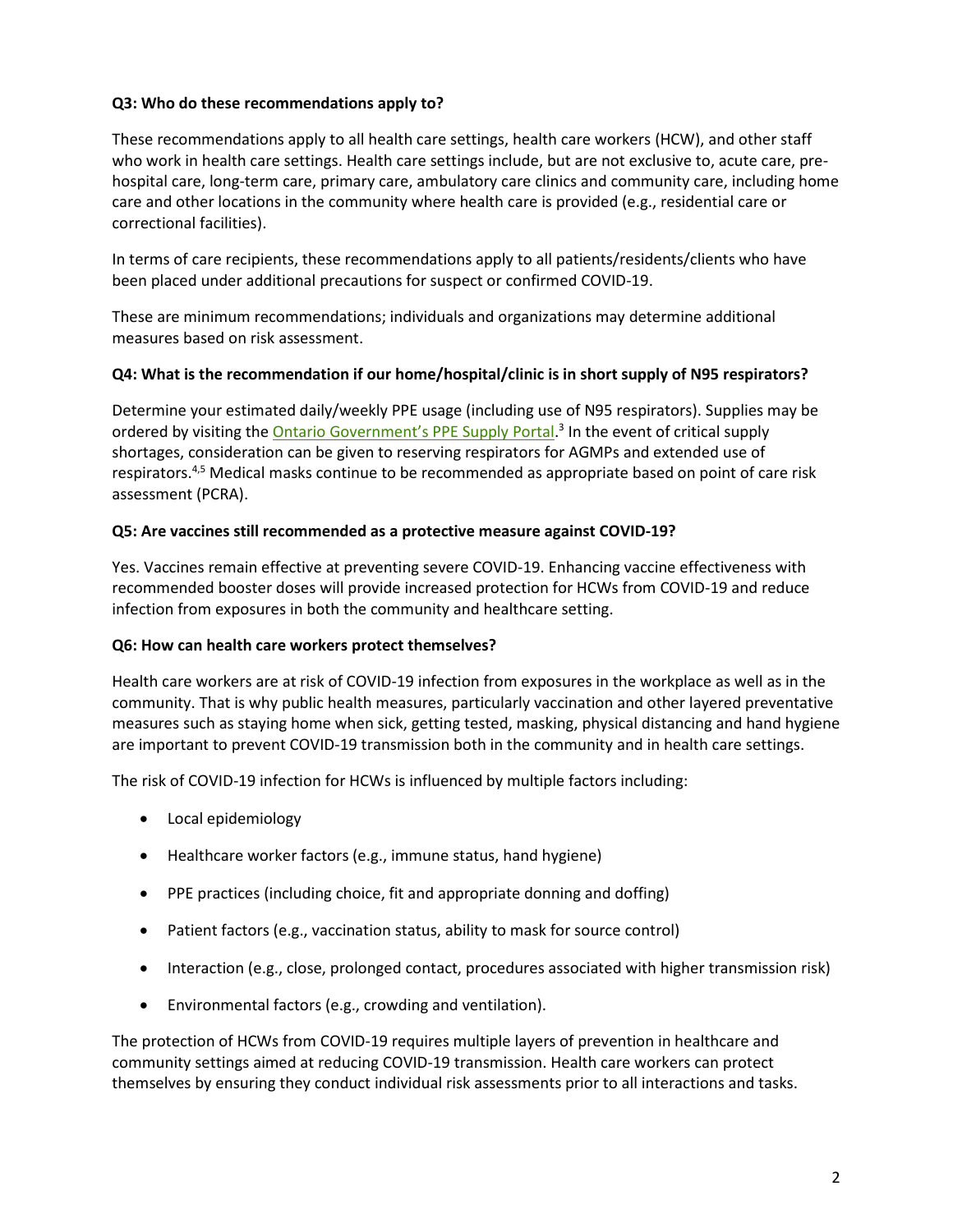**Q3: Who do these recommendations apply to?**

These recommendations apply to all health care settings, health care workers (HCW), and other staff who work in health care settings. Health care settings include, but are not exclusive to, acute care, pre-hospital care, long-term care, primary care, ambulatory care clinics and community care, including home care and other locations in the community where health care is provided (e.g., residential care or correctional facilities).

In terms of care recipients, these recommendations apply to all patients/residents/clients who have been placed under additional precautions for suspect or confirmed COVID-19.

These are minimum recommendations; individuals and organizations may determine additional measures based on risk assessment.

**Q4: What is the recommendation if our home/hospital/clinic is in short supply of N95 respirators?**

Determine your estimated daily/weekly PPE usage (including use of N95 respirators). Supplies may be ordered by visiting the Ontario Government's PPE Supply Portal.[3] In the event of critical supply shortages, consideration can be given to reserving respirators for AGMPs and extended use of respirators.[4,5] Medical masks continue to be recommended as appropriate based on point of care risk assessment (PCRA).

**Q5: Are vaccines still recommended as a protective measure against COVID-19?**

Yes. Vaccines remain effective at preventing severe COVID-19. Enhancing vaccine effectiveness with recommended booster doses will provide increased protection for HCWs from COVID-19 and reduce infection from exposures in both the community and healthcare setting.

**Q6: How can health care workers protect themselves?**

Health care workers are at risk of COVID-19 infection from exposures in the workplace as well as in the community. That is why public health measures, particularly vaccination and other layered preventative measures such as staying home when sick, getting tested, masking, physical distancing and hand hygiene are important to prevent COVID-19 transmission both in the community and in health care settings.

The risk of COVID-19 infection for HCWs is influenced by multiple factors including:

- Local epidemiology
- Healthcare worker factors (e.g., immune status, hand hygiene)
- PPE practices (including choice, fit and appropriate donning and doffing)
- Patient factors (e.g., vaccination status, ability to mask for source control)
- Interaction (e.g., close, prolonged contact, procedures associated with higher transmission risk)
- Environmental factors (e.g., crowding and ventilation).

The protection of HCWs from COVID-19 requires multiple layers of prevention in healthcare and community settings aimed at reducing COVID-19 transmission. Health care workers can protect themselves by ensuring they conduct individual risk assessments prior to all interactions and tasks.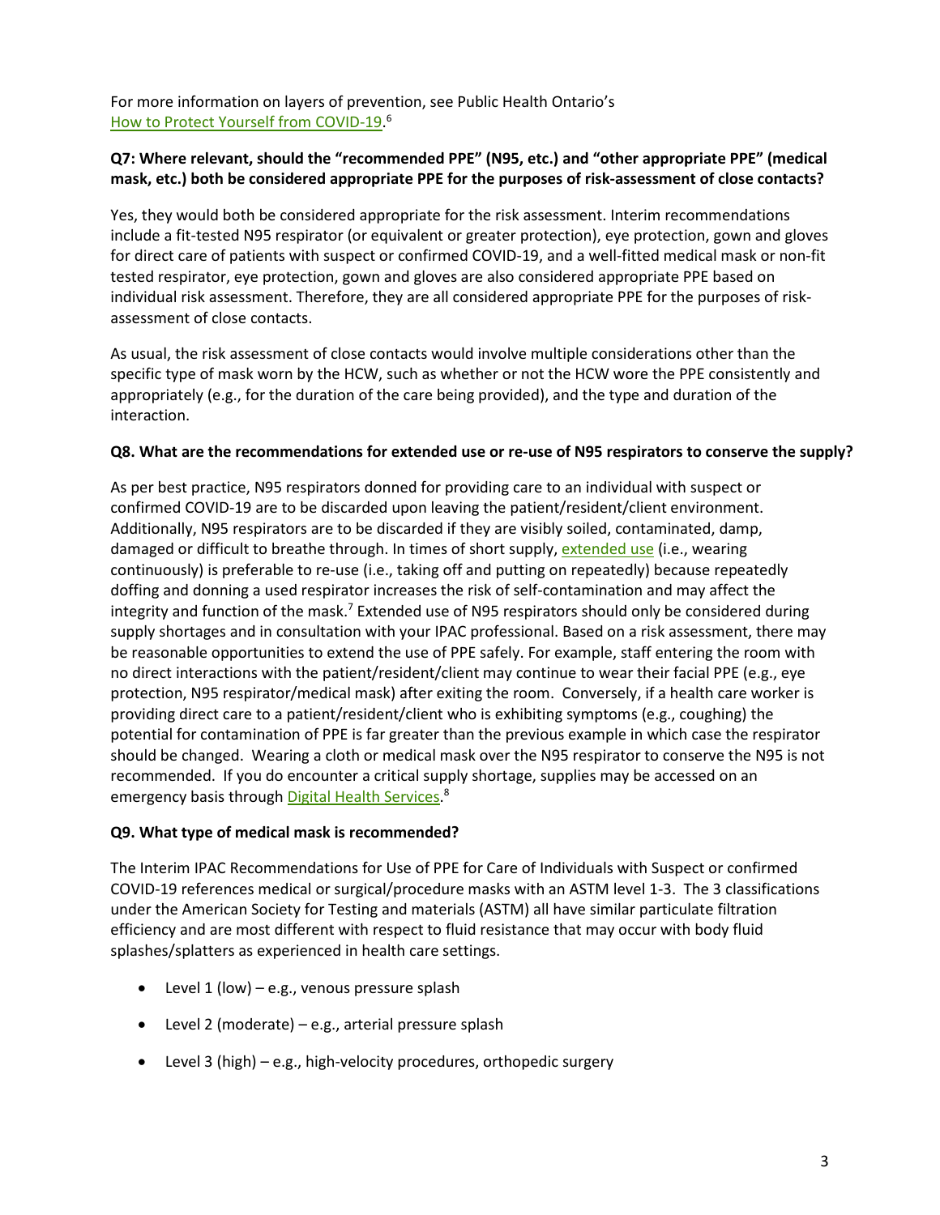For more information on layers of prevention, see Public Health Ontario's How to Protect Yourself from COVID-19.[6]

**Q7: Where relevant, should the "recommended PPE" (N95, etc.) and "other appropriate PPE" (medical mask, etc.) both be considered appropriate PPE for the purposes of risk-assessment of close contacts?**

Yes, they would both be considered appropriate for the risk assessment. Interim recommendations include a fit-tested N95 respirator (or equivalent or greater protection), eye protection, gown and gloves for direct care of patients with suspect or confirmed COVID-19, and a well-fitted medical mask or non-fit tested respirator, eye protection, gown and gloves are also considered appropriate PPE based on individual risk assessment. Therefore, they are all considered appropriate PPE for the purposes of risk-assessment of close contacts.

As usual, the risk assessment of close contacts would involve multiple considerations other than the specific type of mask worn by the HCW, such as whether or not the HCW wore the PPE consistently and appropriately (e.g., for the duration of the care being provided), and the type and duration of the interaction.

**Q8. What are the recommendations for extended use or re-use of N95 respirators to conserve the supply?**

As per best practice, N95 respirators donned for providing care to an individual with suspect or confirmed COVID-19 are to be discarded upon leaving the patient/resident/client environment. Additionally, N95 respirators are to be discarded if they are visibly soiled, contaminated, damp, damaged or difficult to breathe through. In times of short supply, extended use (i.e., wearing continuously) is preferable to re-use (i.e., taking off and putting on repeatedly) because repeatedly doffing and donning a used respirator increases the risk of self-contamination and may affect the integrity and function of the mask.[7] Extended use of N95 respirators should only be considered during supply shortages and in consultation with your IPAC professional. Based on a risk assessment, there may be reasonable opportunities to extend the use of PPE safely. For example, staff entering the room with no direct interactions with the patient/resident/client may continue to wear their facial PPE (e.g., eye protection, N95 respirator/medical mask) after exiting the room. Conversely, if a health care worker is providing direct care to a patient/resident/client who is exhibiting symptoms (e.g., coughing) the potential for contamination of PPE is far greater than the previous example in which case the respirator should be changed. Wearing a cloth or medical mask over the N95 respirator to conserve the N95 is not recommended. If you do encounter a critical supply shortage, supplies may be accessed on an emergency basis through Digital Health Services.[8]

**Q9. What type of medical mask is recommended?**

The Interim IPAC Recommendations for Use of PPE for Care of Individuals with Suspect or confirmed COVID-19 references medical or surgical/procedure masks with an ASTM level 1-3. The 3 classifications under the American Society for Testing and materials (ASTM) all have similar particulate filtration efficiency and are most different with respect to fluid resistance that may occur with body fluid splashes/splatters as experienced in health care settings.

- Level 1 (low) – e.g., venous pressure splash
- Level 2 (moderate) – e.g., arterial pressure splash
- Level 3 (high) – e.g., high-velocity procedures, orthopedic surgery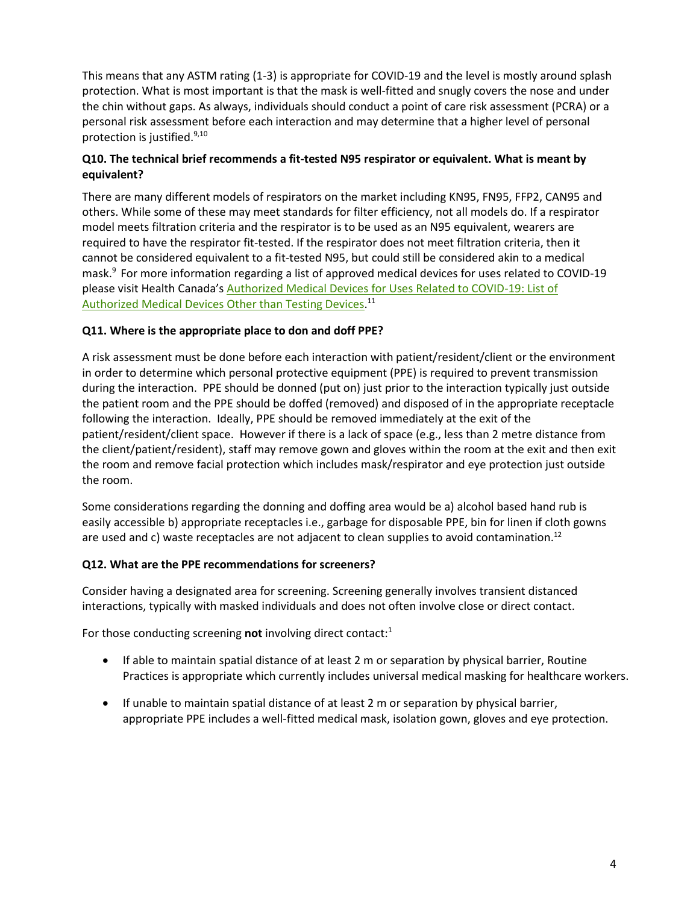This means that any ASTM rating (1-3) is appropriate for COVID-19 and the level is mostly around splash protection. What is most important is that the mask is well-fitted and snugly covers the nose and under the chin without gaps. As always, individuals should conduct a point of care risk assessment (PCRA) or a personal risk assessment before each interaction and may determine that a higher level of personal protection is justified.[9,10]

**Q10. The technical brief recommends a fit-tested N95 respirator or equivalent. What is meant by equivalent?**

There are many different models of respirators on the market including KN95, FN95, FFP2, CAN95 and others. While some of these may meet standards for filter efficiency, not all models do. If a respirator model meets filtration criteria and the respirator is to be used as an N95 equivalent, wearers are required to have the respirator fit-tested. If the respirator does not meet filtration criteria, then it cannot be considered equivalent to a fit-tested N95, but could still be considered akin to a medical mask.[9] For more information regarding a list of approved medical devices for uses related to COVID-19 please visit Health Canada's Authorized Medical Devices for Uses Related to COVID-19: List of Authorized Medical Devices Other than Testing Devices.[11]

**Q11. Where is the appropriate place to don and doff PPE?**

A risk assessment must be done before each interaction with patient/resident/client or the environment in order to determine which personal protective equipment (PPE) is required to prevent transmission during the interaction. PPE should be donned (put on) just prior to the interaction typically just outside the patient room and the PPE should be doffed (removed) and disposed of in the appropriate receptacle following the interaction. Ideally, PPE should be removed immediately at the exit of the patient/resident/client space. However if there is a lack of space (e.g., less than 2 metre distance from the client/patient/resident), staff may remove gown and gloves within the room at the exit and then exit the room and remove facial protection which includes mask/respirator and eye protection just outside the room.

Some considerations regarding the donning and doffing area would be a) alcohol based hand rub is easily accessible b) appropriate receptacles i.e., garbage for disposable PPE, bin for linen if cloth gowns are used and c) waste receptacles are not adjacent to clean supplies to avoid contamination.[12]

**Q12. What are the PPE recommendations for screeners?**

Consider having a designated area for screening. Screening generally involves transient distanced interactions, typically with masked individuals and does not often involve close or direct contact.

For those conducting screening **not** involving direct contact:[1]

- If able to maintain spatial distance of at least 2 m or separation by physical barrier, Routine Practices is appropriate which currently includes universal medical masking for healthcare workers.
- If unable to maintain spatial distance of at least 2 m or separation by physical barrier, appropriate PPE includes a well-fitted medical mask, isolation gown, gloves and eye protection.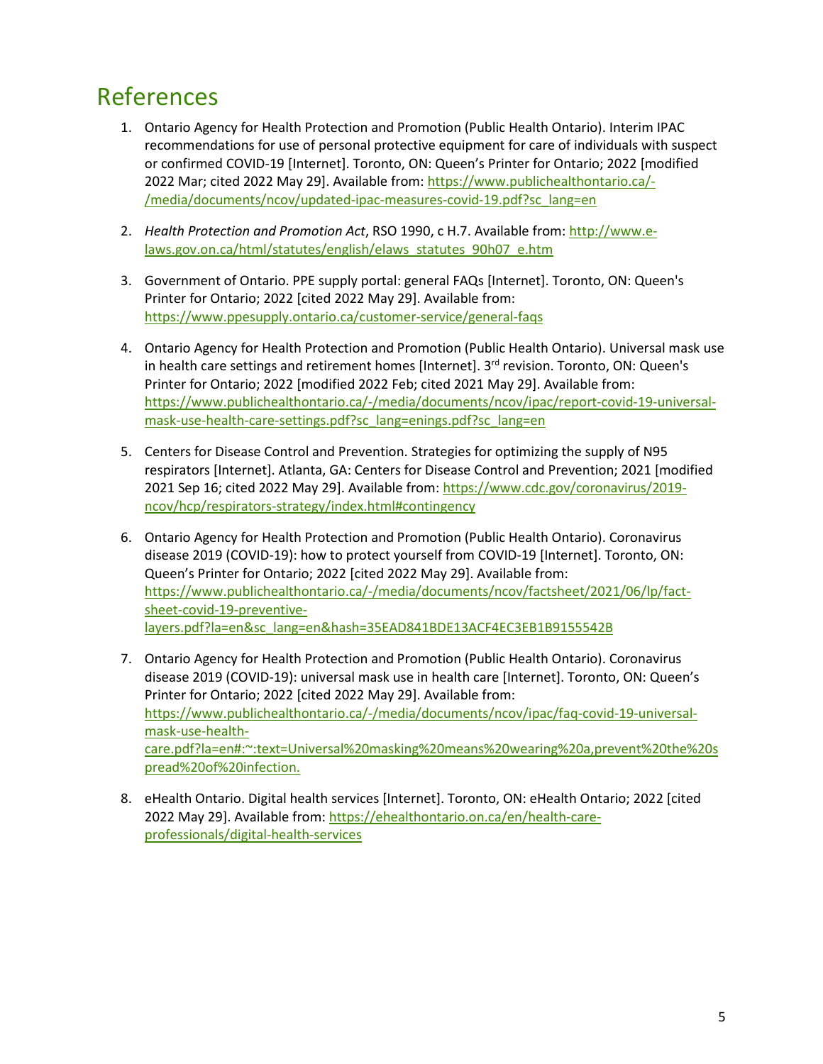# References

1. Ontario Agency for Health Protection and Promotion (Public Health Ontario). Interim IPAC recommendations for use of personal protective equipment for care of individuals with suspect or confirmed COVID-19 [Internet]. Toronto, ON: Queen's Printer for Ontario; 2022 [modified 2022 Mar; cited 2022 May 29]. Available from: https://www.publichealthontario.ca/-/media/documents/ncov/updated-ipac-measures-covid-19.pdf?sc_lang=en

2. *Health Protection and Promotion Act*, RSO 1990, c H.7. Available from: http://www.e-laws.gov.on.ca/html/statutes/english/elaws_statutes_90h07_e.htm

3. Government of Ontario. PPE supply portal: general FAQs [Internet]. Toronto, ON: Queen's Printer for Ontario; 2022 [cited 2022 May 29]. Available from: https://www.ppesupply.ontario.ca/customer-service/general-faqs

4. Ontario Agency for Health Protection and Promotion (Public Health Ontario). Universal mask use in health care settings and retirement homes [Internet]. 3rd revision. Toronto, ON: Queen's Printer for Ontario; 2022 [modified 2022 Feb; cited 2021 May 29]. Available from: https://www.publichealthontario.ca/-/media/documents/ncov/ipac/report-covid-19-universal-mask-use-health-care-settings.pdf?sc_lang=enings.pdf?sc_lang=en

5. Centers for Disease Control and Prevention. Strategies for optimizing the supply of N95 respirators [Internet]. Atlanta, GA: Centers for Disease Control and Prevention; 2021 [modified 2021 Sep 16; cited 2022 May 29]. Available from: https://www.cdc.gov/coronavirus/2019-ncov/hcp/respirators-strategy/index.html#contingency

6. Ontario Agency for Health Protection and Promotion (Public Health Ontario). Coronavirus disease 2019 (COVID-19): how to protect yourself from COVID-19 [Internet]. Toronto, ON: Queen's Printer for Ontario; 2022 [cited 2022 May 29]. Available from: https://www.publichealthontario.ca/-/media/documents/ncov/factsheet/2021/06/lp/fact-sheet-covid-19-preventive-layers.pdf?la=en&sc_lang=en&hash=35EAD841BDE13ACF4EC3EB1B9155542B

7. Ontario Agency for Health Protection and Promotion (Public Health Ontario). Coronavirus disease 2019 (COVID-19): universal mask use in health care [Internet]. Toronto, ON: Queen's Printer for Ontario; 2022 [cited 2022 May 29]. Available from: https://www.publichealthontario.ca/-/media/documents/ncov/ipac/faq-covid-19-universal-mask-use-health-care.pdf?la=en#:~:text=Universal%20masking%20means%20wearing%20a,prevent%20the%20spread%20of%20infection.

8. eHealth Ontario. Digital health services [Internet]. Toronto, ON: eHealth Ontario; 2022 [cited 2022 May 29]. Available from: https://ehealthontario.on.ca/en/health-care-professionals/digital-health-services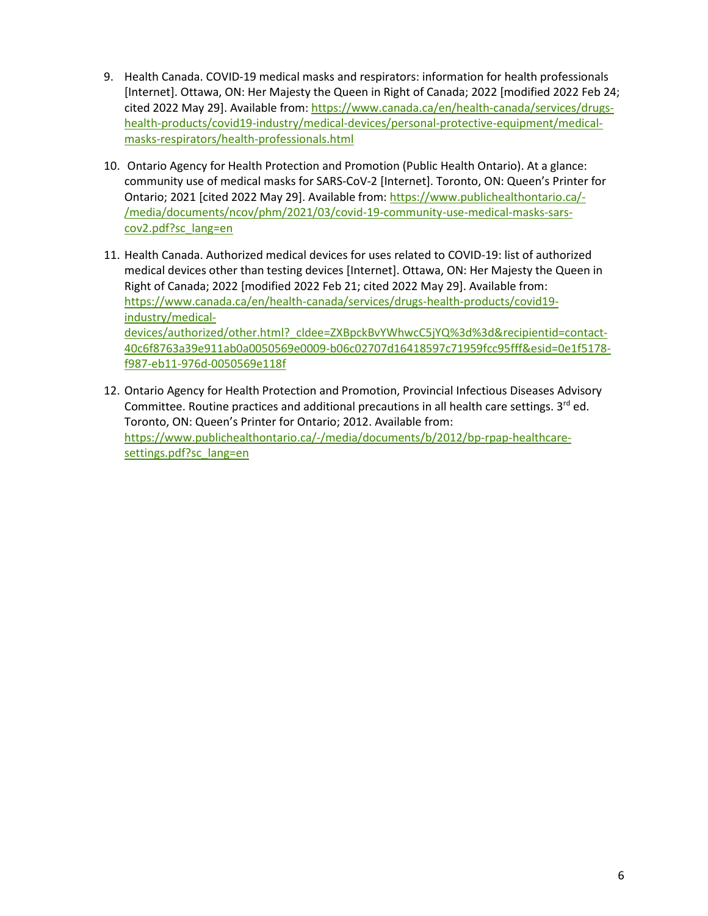9. Health Canada. COVID-19 medical masks and respirators: information for health professionals [Internet]. Ottawa, ON: Her Majesty the Queen in Right of Canada; 2022 [modified 2022 Feb 24; cited 2022 May 29]. Available from: https://www.canada.ca/en/health-canada/services/drugs-health-products/covid19-industry/medical-devices/personal-protective-equipment/medical-masks-respirators/health-professionals.html

10. Ontario Agency for Health Protection and Promotion (Public Health Ontario). At a glance: community use of medical masks for SARS-CoV-2 [Internet]. Toronto, ON: Queen's Printer for Ontario; 2021 [cited 2022 May 29]. Available from: https://www.publichealthontario.ca/-/media/documents/ncov/phm/2021/03/covid-19-community-use-medical-masks-sars-cov2.pdf?sc_lang=en

11. Health Canada. Authorized medical devices for uses related to COVID-19: list of authorized medical devices other than testing devices [Internet]. Ottawa, ON: Her Majesty the Queen in Right of Canada; 2022 [modified 2022 Feb 21; cited 2022 May 29]. Available from: https://www.canada.ca/en/health-canada/services/drugs-health-products/covid19-industry/medical-devices/authorized/other.html?_cldee=ZXBpckBvYWhwcC5jYQ%3d%3d&recipientid=contact-40c6f8763a39e911ab0a0050569e0009-b06c02707d16418597c71959fcc95fff&esid=0e1f5178-f987-eb11-976d-0050569e118f

12. Ontario Agency for Health Protection and Promotion, Provincial Infectious Diseases Advisory Committee. Routine practices and additional precautions in all health care settings. 3rd ed. Toronto, ON: Queen's Printer for Ontario; 2012. Available from: https://www.publichealthontario.ca/-/media/documents/b/2012/bp-rpap-healthcare-settings.pdf?sc_lang=en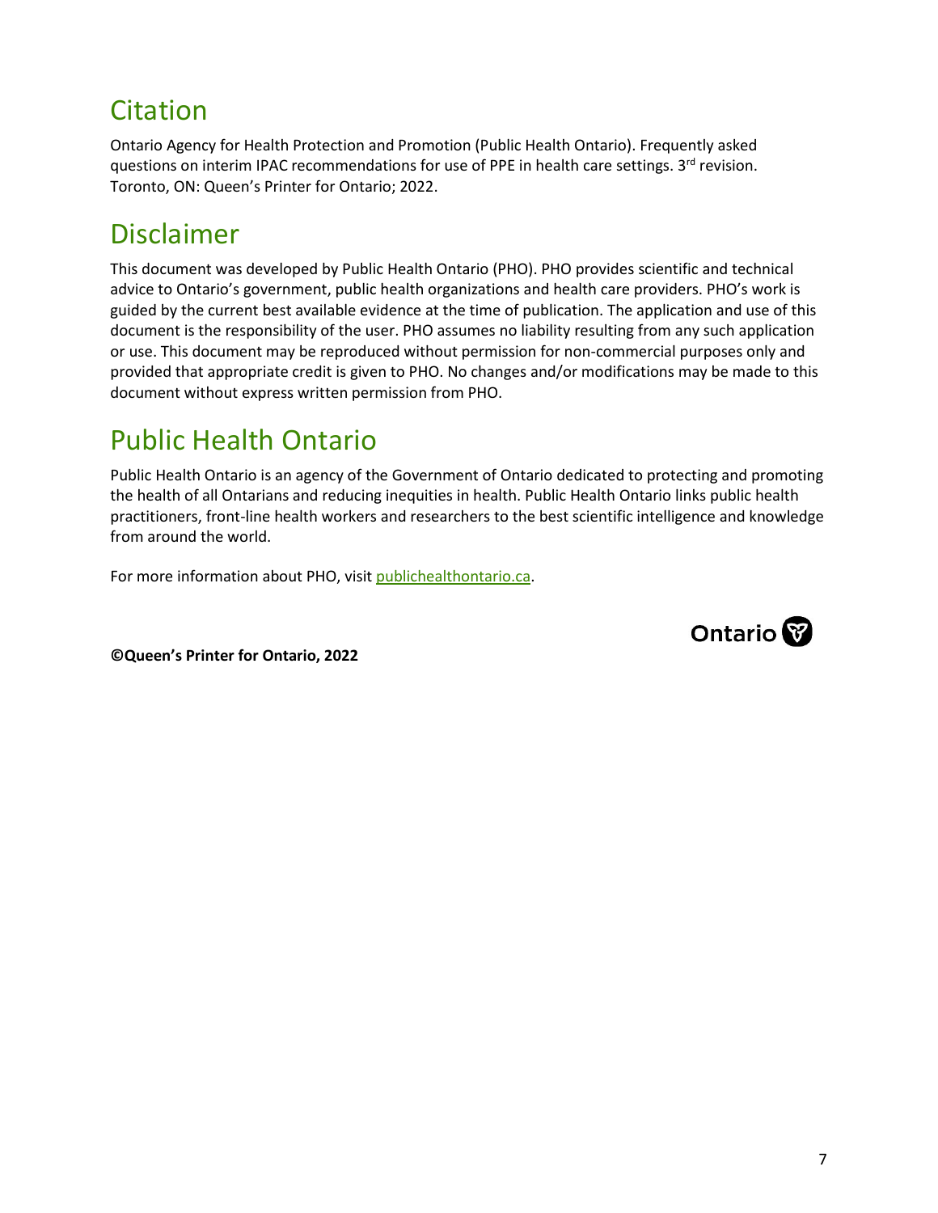## Citation

Ontario Agency for Health Protection and Promotion (Public Health Ontario). Frequently asked questions on interim IPAC recommendations for use of PPE in health care settings. 3rd revision. Toronto, ON: Queen's Printer for Ontario; 2022.

## Disclaimer

This document was developed by Public Health Ontario (PHO). PHO provides scientific and technical advice to Ontario's government, public health organizations and health care providers. PHO's work is guided by the current best available evidence at the time of publication. The application and use of this document is the responsibility of the user. PHO assumes no liability resulting from any such application or use. This document may be reproduced without permission for non-commercial purposes only and provided that appropriate credit is given to PHO. No changes and/or modifications may be made to this document without express written permission from PHO.

## Public Health Ontario

Public Health Ontario is an agency of the Government of Ontario dedicated to protecting and promoting the health of all Ontarians and reducing inequities in health. Public Health Ontario links public health practitioners, front-line health workers and researchers to the best scientific intelligence and knowledge from around the world.

For more information about PHO, visit publichealthontario.ca.

Ontario

**©Queen's Printer for Ontario, 2022**